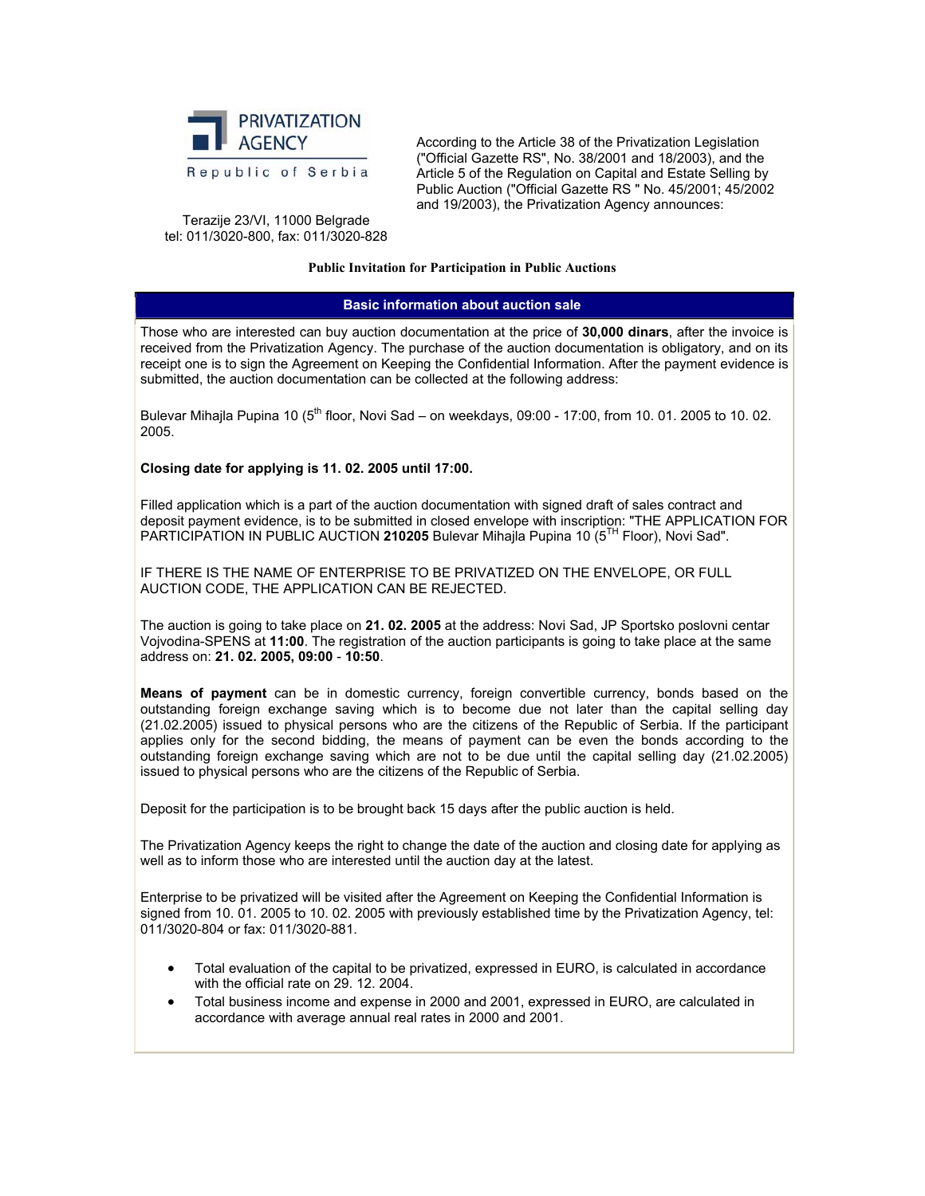PRIVATIZATION AGENCY

Republic of Serbia

Terazije 23/VI, 11000 Belgrade
tel: 011/3020-800, fax: 011/3020-828

According to the Article 38 of the Privatization Legislation ("Official Gazette RS", No. 38/2001 and 18/2003), and the Article 5 of the Regulation on Capital and Estate Selling by Public Auction ("Official Gazette RS " No. 45/2001; 45/2002 and 19/2003), the Privatization Agency announces:

**Public Invitation for Participation in Public Auctions**

## Basic information about auction sale

Those who are interested can buy auction documentation at the price of **30,000 dinars**, after the invoice is received from the Privatization Agency. The purchase of the auction documentation is obligatory, and on its receipt one is to sign the Agreement on Keeping the Confidential Information. After the payment evidence is submitted, the auction documentation can be collected at the following address:

Bulevar Mihajla Pupina 10 (5th floor, Novi Sad – on weekdays, 09:00 - 17:00, from 10. 01. 2005 to 10. 02. 2005.

**Closing date for applying is 11. 02. 2005 until 17:00.**

Filled application which is a part of the auction documentation with signed draft of sales contract and deposit payment evidence, is to be submitted in closed envelope with inscription: "THE APPLICATION FOR PARTICIPATION IN PUBLIC AUCTION **210205** Bulevar Mihajla Pupina 10 (5TH Floor), Novi Sad".

IF THERE IS THE NAME OF ENTERPRISE TO BE PRIVATIZED ON THE ENVELOPE, OR FULL AUCTION CODE, THE APPLICATION CAN BE REJECTED.

The auction is going to take place on **21. 02. 2005** at the address: Novi Sad, JP Sportsko poslovni centar Vojvodina-SPENS at **11:00**. The registration of the auction participants is going to take place at the same address on: **21. 02. 2005, 09:00** - **10:50**.

**Means of payment** can be in domestic currency, foreign convertible currency, bonds based on the outstanding foreign exchange saving which is to become due not later than the capital selling day (21.02.2005) issued to physical persons who are the citizens of the Republic of Serbia. If the participant applies only for the second bidding, the means of payment can be even the bonds according to the outstanding foreign exchange saving which are not to be due until the capital selling day (21.02.2005) issued to physical persons who are the citizens of the Republic of Serbia.

Deposit for the participation is to be brought back 15 days after the public auction is held.

The Privatization Agency keeps the right to change the date of the auction and closing date for applying as well as to inform those who are interested until the auction day at the latest.

Enterprise to be privatized will be visited after the Agreement on Keeping the Confidential Information is signed from 10. 01. 2005 to 10. 02. 2005 with previously established time by the Privatization Agency, tel: 011/3020-804 or fax: 011/3020-881.

- Total evaluation of the capital to be privatized, expressed in EURO, is calculated in accordance with the official rate on 29. 12. 2004.
- Total business income and expense in 2000 and 2001, expressed in EURO, are calculated in accordance with average annual real rates in 2000 and 2001.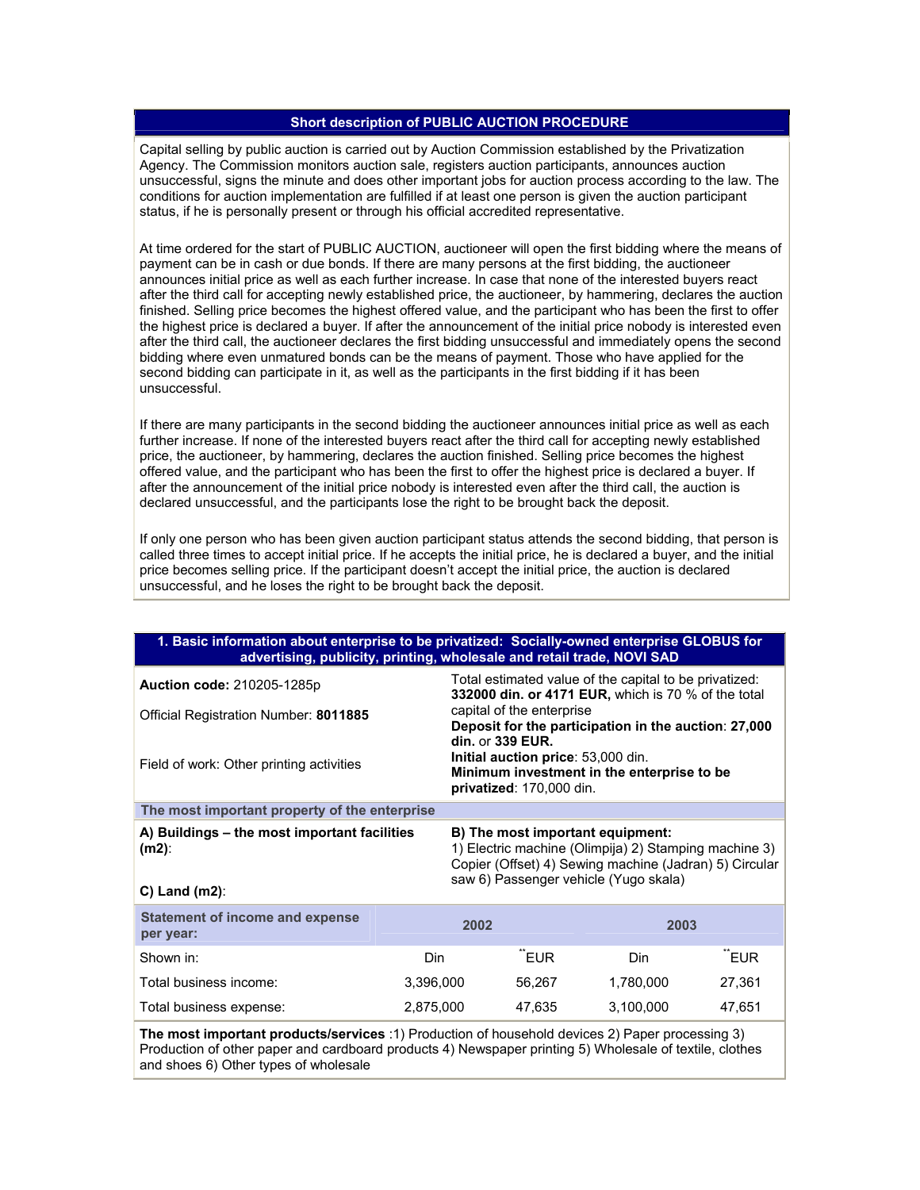## Short description of PUBLIC AUCTION PROCEDURE

Capital selling by public auction is carried out by Auction Commission established by the Privatization Agency. The Commission monitors auction sale, registers auction participants, announces auction unsuccessful, signs the minute and does other important jobs for auction process according to the law. The conditions for auction implementation are fulfilled if at least one person is given the auction participant status, if he is personally present or through his official accredited representative.

At time ordered for the start of PUBLIC AUCTION, auctioneer will open the first bidding where the means of payment can be in cash or due bonds. If there are many persons at the first bidding, the auctioneer announces initial price as well as each further increase. In case that none of the interested buyers react after the third call for accepting newly established price, the auctioneer, by hammering, declares the auction finished. Selling price becomes the highest offered value, and the participant who has been the first to offer the highest price is declared a buyer. If after the announcement of the initial price nobody is interested even after the third call, the auctioneer declares the first bidding unsuccessful and immediately opens the second bidding where even unmatured bonds can be the means of payment. Those who have applied for the second bidding can participate in it, as well as the participants in the first bidding if it has been unsuccessful.

If there are many participants in the second bidding the auctioneer announces initial price as well as each further increase. If none of the interested buyers react after the third call for accepting newly established price, the auctioneer, by hammering, declares the auction finished. Selling price becomes the highest offered value, and the participant who has been the first to offer the highest price is declared a buyer. If after the announcement of the initial price nobody is interested even after the third call, the auction is declared unsuccessful, and the participants lose the right to be brought back the deposit.

If only one person who has been given auction participant status attends the second bidding, that person is called three times to accept initial price. If he accepts the initial price, he is declared a buyer, and the initial price becomes selling price. If the participant doesn't accept the initial price, the auction is declared unsuccessful, and he loses the right to be brought back the deposit.

## 1. Basic information about enterprise to be privatized: Socially-owned enterprise GLOBUS for advertising, publicity, printing, wholesale and retail trade, NOVI SAD

**Auction code:** 210205-1285p

Official Registration Number: **8011885**

Field of work: Other printing activities

Total estimated value of the capital to be privatized: **332000 din. or 4171 EUR,** which is 70 % of the total capital of the enterprise

**Deposit for the participation in the auction**: **27,000 din.** or **339 EUR.**

**Initial auction price**: 53,000 din.

**Minimum investment in the enterprise to be privatized**: 170,000 din.

### The most important property of the enterprise

**A) Buildings – the most important facilities (m2)**:

**C) Land (m2)**:

**B) The most important equipment:**
1) Electric machine (Olimpija) 2) Stamping machine 3) Copier (Offset) 4) Sewing machine (Jadran) 5) Circular saw 6) Passenger vehicle (Yugo skala)

| Statement of income and expense per year: | 2002 | | 2003 | |
|---|---|---|---|---|
| Shown in: | Din | **EUR | Din | **EUR |
| Total business income: | 3,396,000 | 56,267 | 1,780,000 | 27,361 |
| Total business expense: | 2,875,000 | 47,635 | 3,100,000 | 47,651 |

**The most important products/services** :1) Production of household devices 2) Paper processing 3) Production of other paper and cardboard products 4) Newspaper printing 5) Wholesale of textile, clothes and shoes 6) Other types of wholesale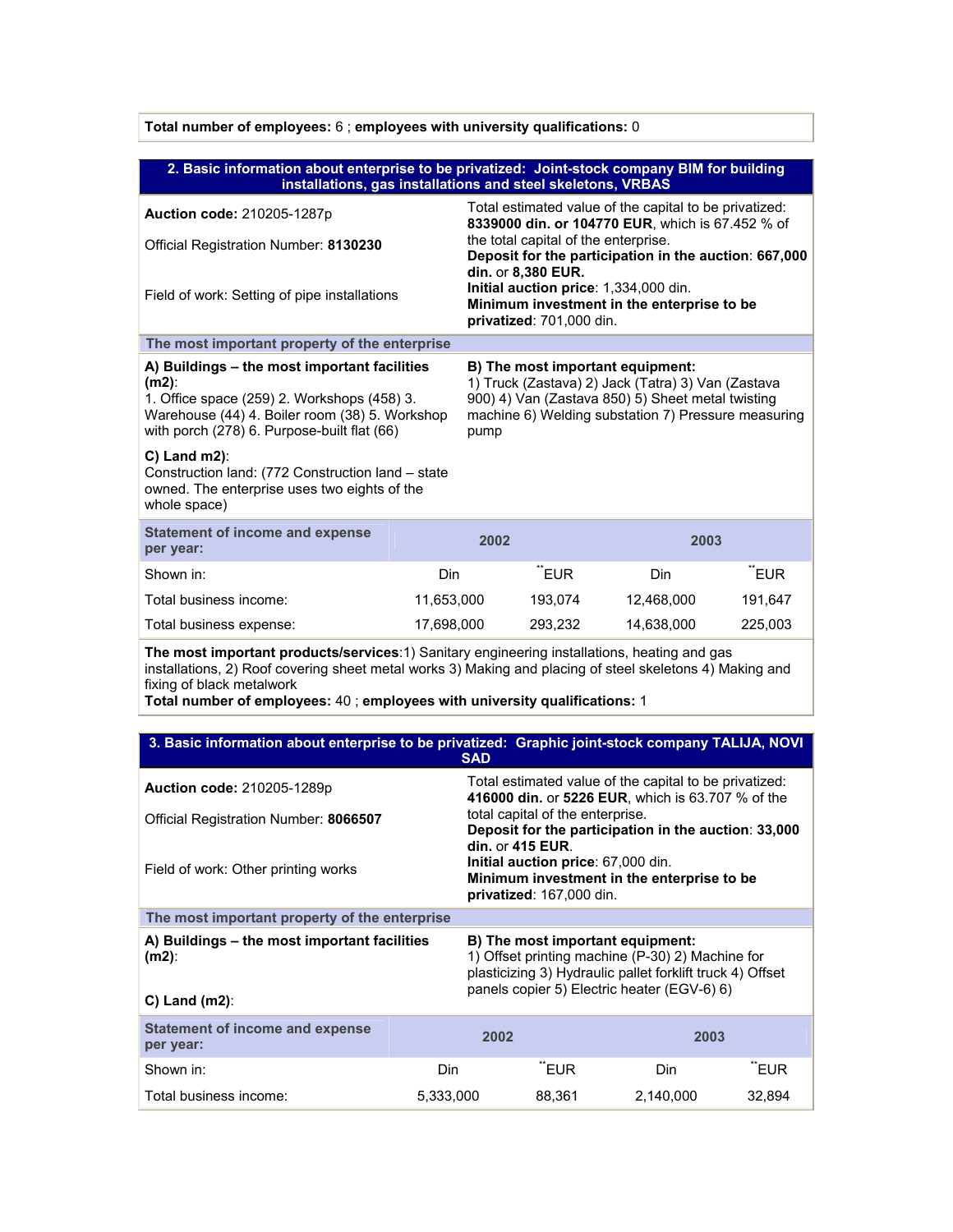**Total number of employees:** 6 ; **employees with university qualifications:** 0

## 2. Basic information about enterprise to be privatized: Joint-stock company BIM for building installations, gas installations and steel skeletons, VRBAS

**Auction code:** 210205-1287p

Official Registration Number: **8130230**

Field of work: Setting of pipe installations

Total estimated value of the capital to be privatized: **8339000 din. or 104770 EUR**, which is 67.452 % of the total capital of the enterprise.
**Deposit for the participation in the auction**: **667,000 din.** or **8,380 EUR.**
**Initial auction price**: 1,334,000 din.
**Minimum investment in the enterprise to be privatized**: 701,000 din.

### The most important property of the enterprise

**A) Buildings – the most important facilities (m2)**:
1. Office space (259) 2. Workshops (458) 3. Warehouse (44) 4. Boiler room (38) 5. Workshop with porch (278) 6. Purpose-built flat (66)

**B) The most important equipment:**
1) Truck (Zastava) 2) Jack (Tatra) 3) Van (Zastava 900) 4) Van (Zastava 850) 5) Sheet metal twisting machine 6) Welding substation 7) Pressure measuring pump

**C) Land m2)**:
Construction land: (772 Construction land – state owned. The enterprise uses two eights of the whole space)

| Statement of income and expense per year: | 2002 | | 2003 | |
|---|---|---|---|---|
| Shown in: | Din | **EUR | Din | **EUR |
| Total business income: | 11,653,000 | 193,074 | 12,468,000 | 191,647 |
| Total business expense: | 17,698,000 | 293,232 | 14,638,000 | 225,003 |

**The most important products/services**:1) Sanitary engineering installations, heating and gas installations, 2) Roof covering sheet metal works 3) Making and placing of steel skeletons 4) Making and fixing of black metalwork
**Total number of employees:** 40 ; **employees with university qualifications:** 1

## 3. Basic information about enterprise to be privatized: Graphic joint-stock company TALIJA, NOVI SAD

**Auction code:** 210205-1289p

Official Registration Number: **8066507**

Field of work: Other printing works

Total estimated value of the capital to be privatized: **416000 din.** or **5226 EUR**, which is 63.707 % of the total capital of the enterprise.
**Deposit for the participation in the auction**: **33,000 din.** or **415 EUR**.
**Initial auction price**: 67,000 din.
**Minimum investment in the enterprise to be privatized**: 167,000 din.

### The most important property of the enterprise

**A) Buildings – the most important facilities (m2)**:

**B) The most important equipment:**
1) Offset printing machine (P-30) 2) Machine for plasticizing 3) Hydraulic pallet forklift truck 4) Offset panels copier 5) Electric heater (EGV-6) 6)

**C) Land (m2)**:

| Statement of income and expense per year: | 2002 | | 2003 | |
|---|---|---|---|---|
| Shown in: | Din | **EUR | Din | **EUR |
| Total business income: | 5,333,000 | 88,361 | 2,140,000 | 32,894 |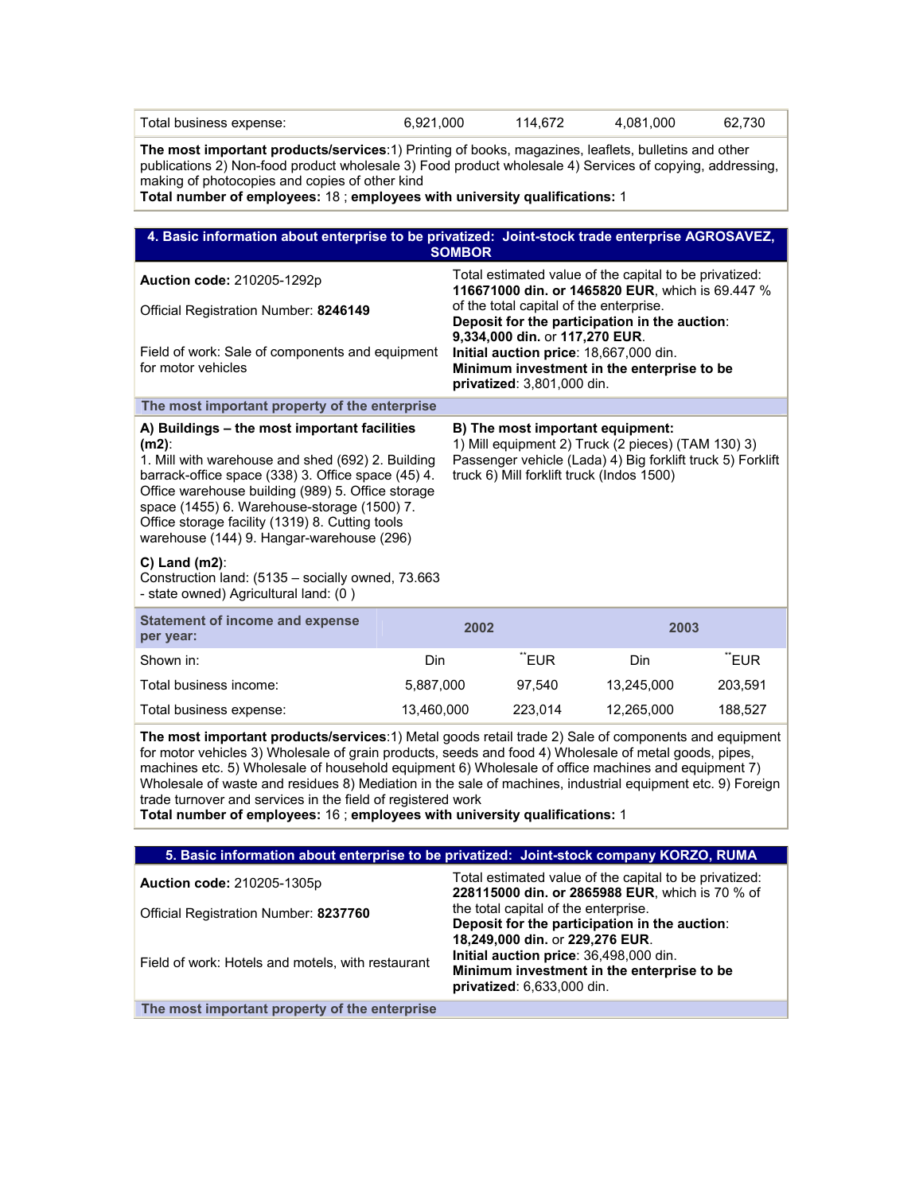| Total business expense: | 6,921,000 | 114,672 | 4,081,000 | 62,730 |
|---|---|---|---|---|

**The most important products/services**:1) Printing of books, magazines, leaflets, bulletins and other publications 2) Non-food product wholesale 3) Food product wholesale 4) Services of copying, addressing, making of photocopies and copies of other kind
**Total number of employees:** 18 ; **employees with university qualifications:** 1

## 4. Basic information about enterprise to be privatized: Joint-stock trade enterprise AGROSAVEZ, SOMBOR

**Auction code:** 210205-1292p

Official Registration Number: **8246149**

Field of work: Sale of components and equipment for motor vehicles

Total estimated value of the capital to be privatized: **116671000 din. or 1465820 EUR**, which is 69.447 % of the total capital of the enterprise.
**Deposit for the participation in the auction**: **9,334,000 din.** or **117,270 EUR**.
**Initial auction price**: 18,667,000 din.
**Minimum investment in the enterprise to be privatized**: 3,801,000 din.

### The most important property of the enterprise

**A) Buildings – the most important facilities (m2)**:
1. Mill with warehouse and shed (692) 2. Building barrack-office space (338) 3. Office space (45) 4. Office warehouse building (989) 5. Office storage space (1455) 6. Warehouse-storage (1500) 7. Office storage facility (1319) 8. Cutting tools warehouse (144) 9. Hangar-warehouse (296)

**B) The most important equipment:**
1) Mill equipment 2) Truck (2 pieces) (TAM 130) 3) Passenger vehicle (Lada) 4) Big forklift truck 5) Forklift truck 6) Mill forklift truck (Indos 1500)

**C) Land (m2)**:
Construction land: (5135 – socially owned, 73.663 - state owned) Agricultural land: (0 )

| Statement of income and expense per year: | 2002 | | 2003 | |
|---|---|---|---|---|
| Shown in: | Din | **EUR | Din | **EUR |
| Total business income: | 5,887,000 | 97,540 | 13,245,000 | 203,591 |
| Total business expense: | 13,460,000 | 223,014 | 12,265,000 | 188,527 |

**The most important products/services**:1) Metal goods retail trade 2) Sale of components and equipment for motor vehicles 3) Wholesale of grain products, seeds and food 4) Wholesale of metal goods, pipes, machines etc. 5) Wholesale of household equipment 6) Wholesale of office machines and equipment 7) Wholesale of waste and residues 8) Mediation in the sale of machines, industrial equipment etc. 9) Foreign trade turnover and services in the field of registered work
**Total number of employees:** 16 ; **employees with university qualifications:** 1

## 5. Basic information about enterprise to be privatized: Joint-stock company KORZO, RUMA

**Auction code:** 210205-1305p

Official Registration Number: **8237760**

Field of work: Hotels and motels, with restaurant

Total estimated value of the capital to be privatized: **228115000 din. or 2865988 EUR**, which is 70 % of the total capital of the enterprise.
**Deposit for the participation in the auction**: **18,249,000 din.** or **229,276 EUR**.
**Initial auction price**: 36,498,000 din.
**Minimum investment in the enterprise to be privatized**: 6,633,000 din.

### The most important property of the enterprise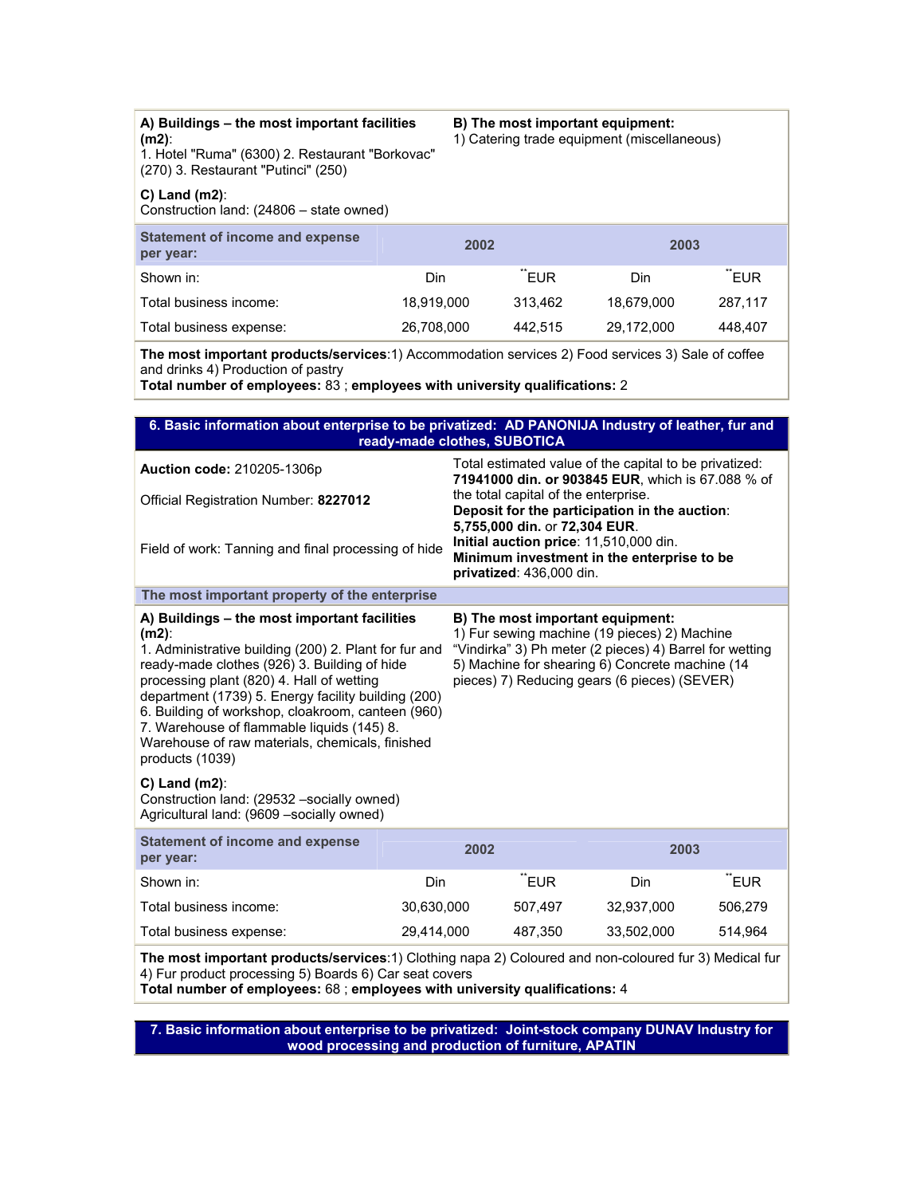**A) Buildings – the most important facilities (m2)**:
1. Hotel "Ruma" (6300) 2. Restaurant "Borkovac" (270) 3. Restaurant "Putinci" (250)

**B) The most important equipment:**
1) Catering trade equipment (miscellaneous)

**C) Land (m2)**:
Construction land: (24806 – state owned)

| Statement of income and expense per year: | 2002 | | 2003 | |
|---|---|---|---|---|
| Shown in: | Din | **EUR | Din | **EUR |
| Total business income: | 18,919,000 | 313,462 | 18,679,000 | 287,117 |
| Total business expense: | 26,708,000 | 442,515 | 29,172,000 | 448,407 |

**The most important products/services**:1) Accommodation services 2) Food services 3) Sale of coffee and drinks 4) Production of pastry
**Total number of employees:** 83 ; **employees with university qualifications:** 2

## 6. Basic information about enterprise to be privatized: AD PANONIJA Industry of leather, fur and ready-made clothes, SUBOTICA

**Auction code:** 210205-1306p

Official Registration Number: **8227012**

Field of work: Tanning and final processing of hide

Total estimated value of the capital to be privatized: **71941000 din. or 903845 EUR**, which is 67.088 % of the total capital of the enterprise.
**Deposit for the participation in the auction**: **5,755,000 din.** or **72,304 EUR**.
**Initial auction price**: 11,510,000 din.
**Minimum investment in the enterprise to be privatized**: 436,000 din.

### The most important property of the enterprise

**A) Buildings – the most important facilities (m2)**:
1. Administrative building (200) 2. Plant for fur and ready-made clothes (926) 3. Building of hide processing plant (820) 4. Hall of wetting department (1739) 5. Energy facility building (200) 6. Building of workshop, cloakroom, canteen (960) 7. Warehouse of flammable liquids (145) 8. Warehouse of raw materials, chemicals, finished products (1039)

**B) The most important equipment:**
1) Fur sewing machine (19 pieces) 2) Machine "Vindirka" 3) Ph meter (2 pieces) 4) Barrel for wetting 5) Machine for shearing 6) Concrete machine (14 pieces) 7) Reducing gears (6 pieces) (SEVER)

**C) Land (m2)**:
Construction land: (29532 –socially owned)
Agricultural land: (9609 –socially owned)

| Statement of income and expense per year: | 2002 | | 2003 | |
|---|---|---|---|---|
| Shown in: | Din | **EUR | Din | **EUR |
| Total business income: | 30,630,000 | 507,497 | 32,937,000 | 506,279 |
| Total business expense: | 29,414,000 | 487,350 | 33,502,000 | 514,964 |

**The most important products/services**:1) Clothing napa 2) Coloured and non-coloured fur 3) Medical fur 4) Fur product processing 5) Boards 6) Car seat covers
**Total number of employees:** 68 ; **employees with university qualifications:** 4

## 7. Basic information about enterprise to be privatized: Joint-stock company DUNAV Industry for wood processing and production of furniture, APATIN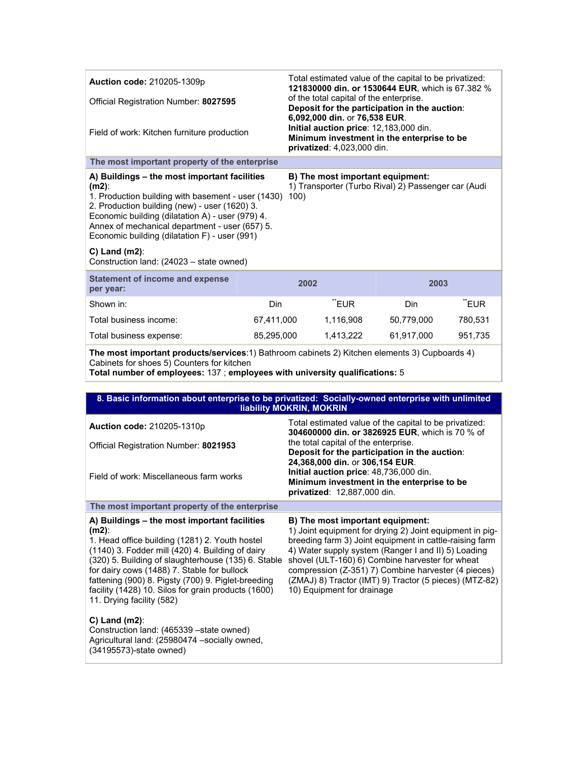**Auction code:** 210205-1309p

Official Registration Number: **8027595**

Field of work: Kitchen furniture production

Total estimated value of the capital to be privatized: **121830000 din. or 1530644 EUR**, which is 67.382 % of the total capital of the enterprise.
**Deposit for the participation in the auction**: **6,092,000 din.** or **76,538 EUR**.
**Initial auction price**: 12,183,000 din.
**Minimum investment in the enterprise to be privatized**: 4,023,000 din.

### The most important property of the enterprise

**A) Buildings – the most important facilities (m2)**:
1. Production building with basement - user (1430) 2. Production building (new) - user (1620) 3. Economic building (dilatation A) - user (979) 4. Annex of mechanical department - user (657) 5. Economic building (dilatation F) - user (991)

**B) The most important equipment:**
1) Transporter (Turbo Rival) 2) Passenger car (Audi 100)

**C) Land (m2)**:
Construction land: (24023 – state owned)

| Statement of income and expense per year: | 2002 | | 2003 | |
|---|---|---|---|---|
| Shown in: | Din | **EUR | Din | **EUR |
| Total business income: | 67,411,000 | 1,116,908 | 50,779,000 | 780,531 |
| Total business expense: | 85,295,000 | 1,413,222 | 61,917,000 | 951,735 |

**The most important products/services**:1) Bathroom cabinets 2) Kitchen elements 3) Cupboards 4) Cabinets for shoes 5) Counters for kitchen
**Total number of employees:** 137 ; **employees with university qualifications:** 5

## 8. Basic information about enterprise to be privatized: Socially-owned enterprise with unlimited liability MOKRIN, MOKRIN

**Auction code:** 210205-1310p

Official Registration Number: **8021953**

Field of work: Miscellaneous farm works

Total estimated value of the capital to be privatized: **304600000 din. or 3826925 EUR**, which is 70 % of the total capital of the enterprise.
**Deposit for the participation in the auction**: **24,368,000 din.** or **306,154 EUR**.
**Initial auction price**: 48,736,000 din.
**Minimum investment in the enterprise to be privatized**: 12,887,000 din.

### The most important property of the enterprise

**A) Buildings – the most important facilities (m2)**:
1. Head office building (1281) 2. Youth hostel (1140) 3. Fodder mill (420) 4. Building of dairy (320) 5. Building of slaughterhouse (135) 6. Stable for dairy cows (1488) 7. Stable for bullock fattening (900) 8. Pigsty (700) 9. Piglet-breeding facility (1428) 10. Silos for grain products (1600) 11. Drying facility (582)

**B) The most important equipment:**
1) Joint equipment for drying 2) Joint equipment in pig-breeding farm 3) Joint equipment in cattle-raising farm 4) Water supply system (Ranger I and II) 5) Loading shovel (ULT-160) 6) Combine harvester for wheat compression (Z-351) 7) Combine harvester (4 pieces) (ZMAJ) 8) Tractor (IMT) 9) Tractor (5 pieces) (MTZ-82) 10) Equipment for drainage

**C) Land (m2)**:
Construction land: (465339 –state owned)
Agricultural land: (25980474 –socially owned, (34195573)-state owned)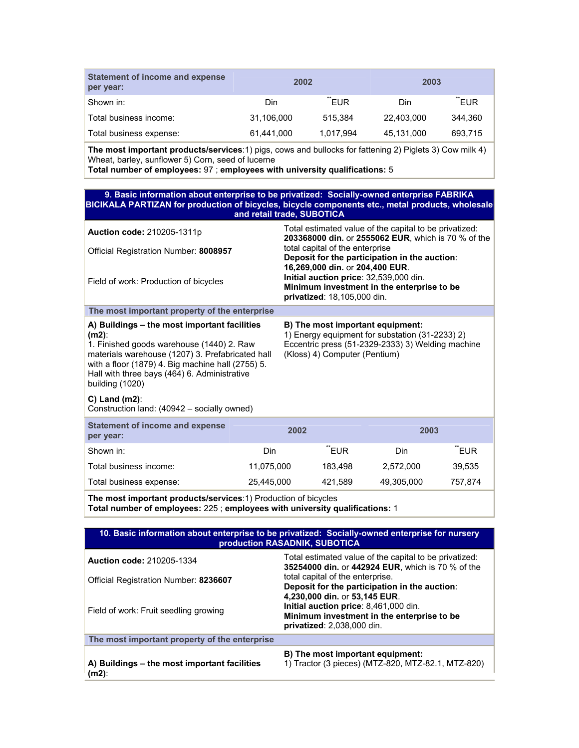| Statement of income and expense per year: | 2002 | | 2003 | |
|---|---|---|---|---|
| Shown in: | Din | **EUR | Din | **EUR |
| Total business income: | 31,106,000 | 515,384 | 22,403,000 | 344,360 |
| Total business expense: | 61,441,000 | 1,017,994 | 45,131,000 | 693,715 |

**The most important products/services**:1) pigs, cows and bullocks for fattening 2) Piglets 3) Cow milk 4) Wheat, barley, sunflower 5) Corn, seed of lucerne
**Total number of employees:** 97 ; **employees with university qualifications:** 5

## 9. Basic information about enterprise to be privatized: Socially-owned enterprise FABRIKA BICIKALA PARTIZAN for production of bicycles, bicycle components etc., metal products, wholesale and retail trade, SUBOTICA

**Auction code:** 210205-1311p

Official Registration Number: **8008957**

Field of work: Production of bicycles

Total estimated value of the capital to be privatized: **203368000 din.** or **2555062 EUR**, which is 70 % of the total capital of the enterprise
**Deposit for the participation in the auction**: **16,269,000 din.** or **204,400 EUR**.
**Initial auction price**: 32,539,000 din.
**Minimum investment in the enterprise to be privatized**: 18,105,000 din.

### The most important property of the enterprise

**A) Buildings – the most important facilities (m2)**:
1. Finished goods warehouse (1440) 2. Raw materials warehouse (1207) 3. Prefabricated hall with a floor (1879) 4. Big machine hall (2755) 5. Hall with three bays (464) 6. Administrative building (1020)

**B) The most important equipment:**
1) Energy equipment for substation (31-2233) 2) Eccentric press (51-2329-2333) 3) Welding machine (Kloss) 4) Computer (Pentium)

**C) Land (m2)**:
Construction land: (40942 – socially owned)

| Statement of income and expense per year: | 2002 | | 2003 | |
|---|---|---|---|---|
| Shown in: | Din | **EUR | Din | **EUR |
| Total business income: | 11,075,000 | 183,498 | 2,572,000 | 39,535 |
| Total business expense: | 25,445,000 | 421,589 | 49,305,000 | 757,874 |

**The most important products/services**:1) Production of bicycles
**Total number of employees:** 225 ; **employees with university qualifications:** 1

## 10. Basic information about enterprise to be privatized: Socially-owned enterprise for nursery production RASADNIK, SUBOTICA

**Auction code:** 210205-1334

Official Registration Number: **8236607**

Field of work: Fruit seedling growing

Total estimated value of the capital to be privatized: **35254000 din.** or **442924 EUR**, which is 70 % of the total capital of the enterprise.
**Deposit for the participation in the auction**: **4,230,000 din.** or **53,145 EUR**.
**Initial auction price**: 8,461,000 din.
**Minimum investment in the enterprise to be privatized**: 2,038,000 din.

### The most important property of the enterprise

**A) Buildings – the most important facilities (m2)**:

**B) The most important equipment:**
1) Tractor (3 pieces) (MTZ-820, MTZ-82.1, MTZ-820)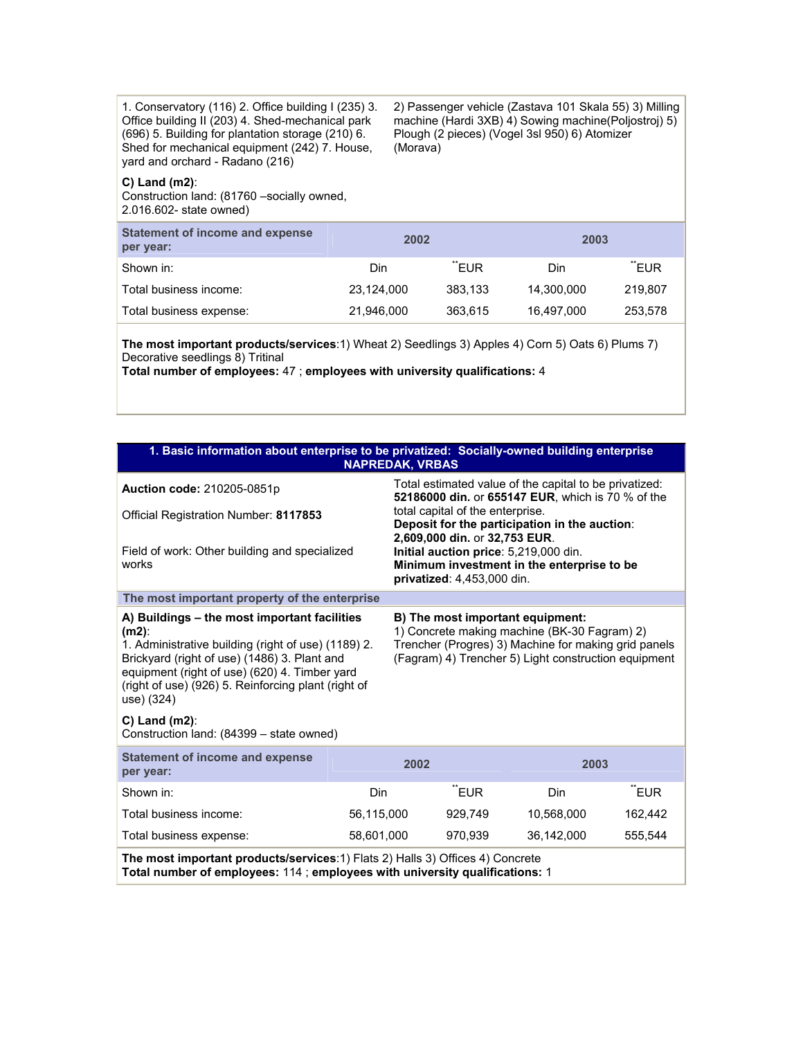1. Conservatory (116) 2. Office building I (235) 3. Office building II (203) 4. Shed-mechanical park (696) 5. Building for plantation storage (210) 6. Shed for mechanical equipment (242) 7. House, yard and orchard - Radano (216)

2) Passenger vehicle (Zastava 101 Skala 55) 3) Milling machine (Hardi 3XB) 4) Sowing machine(Poljostroj) 5) Plough (2 pieces) (Vogel 3sl 950) 6) Atomizer (Morava)

**C) Land (m2)**:
Construction land: (81760 –socially owned, 2.016.602- state owned)

| Statement of income and expense per year: | 2002 | | 2003 | |
|---|---|---|---|---|
| Shown in: | Din | **EUR | Din | **EUR |
| Total business income: | 23,124,000 | 383,133 | 14,300,000 | 219,807 |
| Total business expense: | 21,946,000 | 363,615 | 16,497,000 | 253,578 |

**The most important products/services**:1) Wheat 2) Seedlings 3) Apples 4) Corn 5) Oats 6) Plums 7) Decorative seedlings 8) Tritinal
**Total number of employees:** 47 ; **employees with university qualifications:** 4

## 1. Basic information about enterprise to be privatized: Socially-owned building enterprise NAPREDAK, VRBAS

**Auction code:** 210205-0851p

Official Registration Number: **8117853**

Field of work: Other building and specialized works

Total estimated value of the capital to be privatized: **52186000 din.** or **655147 EUR**, which is 70 % of the total capital of the enterprise.
**Deposit for the participation in the auction**: **2,609,000 din.** or **32,753 EUR**.
**Initial auction price**: 5,219,000 din.
**Minimum investment in the enterprise to be privatized**: 4,453,000 din.

### The most important property of the enterprise

**A) Buildings – the most important facilities (m2)**:
1. Administrative building (right of use) (1189) 2. Brickyard (right of use) (1486) 3. Plant and equipment (right of use) (620) 4. Timber yard (right of use) (926) 5. Reinforcing plant (right of use) (324)

**B) The most important equipment:**
1) Concrete making machine (BK-30 Fagram) 2) Trencher (Progres) 3) Machine for making grid panels (Fagram) 4) Trencher 5) Light construction equipment

**C) Land (m2)**:
Construction land: (84399 – state owned)

| Statement of income and expense per year: | 2002 | | 2003 | |
|---|---|---|---|---|
| Shown in: | Din | **EUR | Din | **EUR |
| Total business income: | 56,115,000 | 929,749 | 10,568,000 | 162,442 |
| Total business expense: | 58,601,000 | 970,939 | 36,142,000 | 555,544 |

**The most important products/services**:1) Flats 2) Halls 3) Offices 4) Concrete
**Total number of employees:** 114 ; **employees with university qualifications:** 1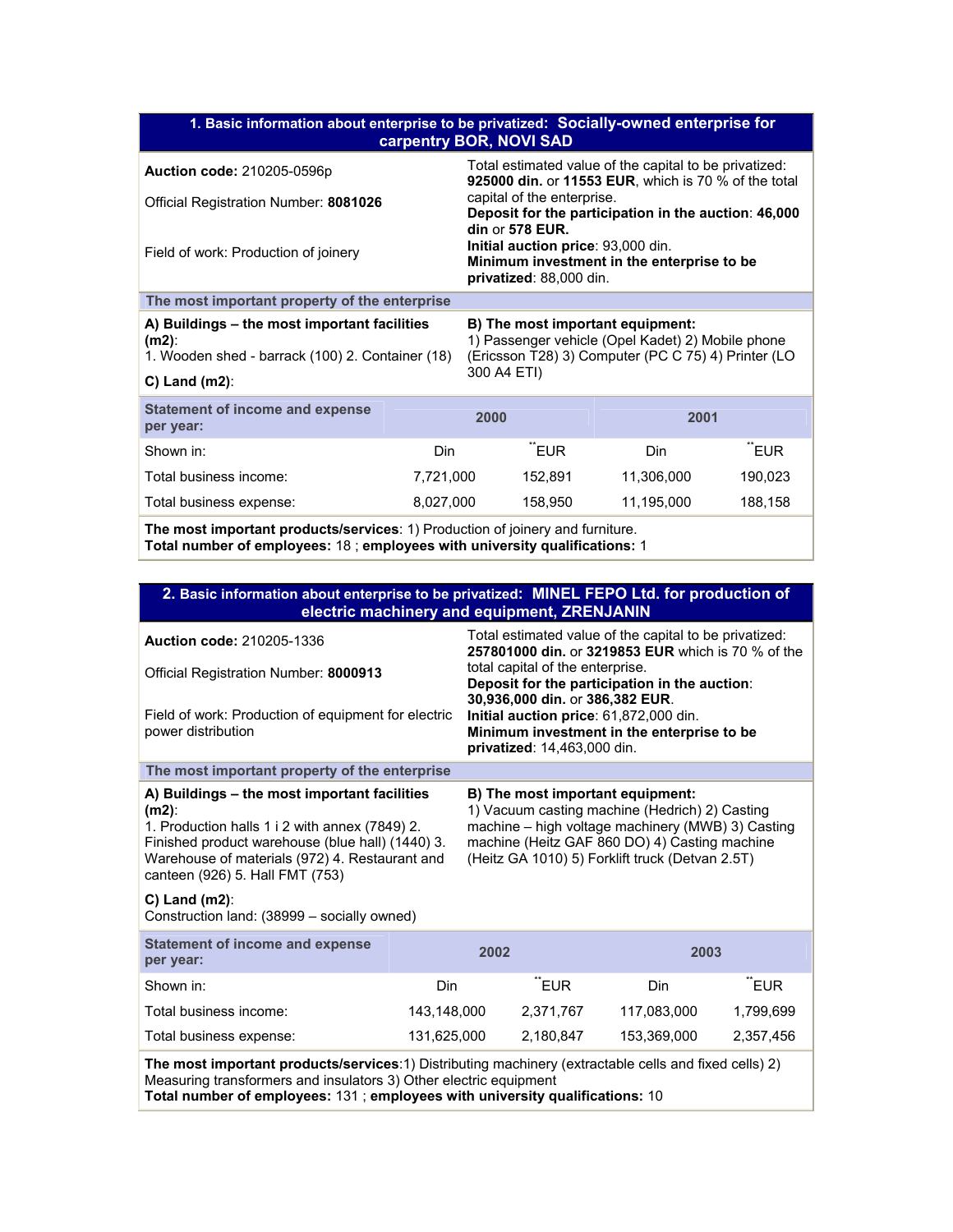## 1. Basic information about enterprise to be privatized: Socially-owned enterprise for carpentry BOR, NOVI SAD

**Auction code:** 210205-0596p

Official Registration Number: **8081026**

Field of work: Production of joinery

Total estimated value of the capital to be privatized: **925000 din.** or **11553 EUR**, which is 70 % of the total capital of the enterprise.
**Deposit for the participation in the auction**: **46,000 din** or **578 EUR.**
**Initial auction price**: 93,000 din.
**Minimum investment in the enterprise to be privatized**: 88,000 din.

### The most important property of the enterprise

**A) Buildings – the most important facilities (m2)**:
1. Wooden shed - barrack (100) 2. Container (18)

**C) Land (m2)**:

**B) The most important equipment:**
1) Passenger vehicle (Opel Kadet) 2) Mobile phone (Ericsson T28) 3) Computer (PC C 75) 4) Printer (LO 300 A4 ETI)

| Statement of income and expense per year: | 2000 | | 2001 | |
|---|---|---|---|---|
| Shown in: | Din | **EUR | Din | **EUR |
| Total business income: | 7,721,000 | 152,891 | 11,306,000 | 190,023 |
| Total business expense: | 8,027,000 | 158,950 | 11,195,000 | 188,158 |

**The most important products/services**: 1) Production of joinery and furniture.
**Total number of employees:** 18 ; **employees with university qualifications:** 1

## 2. Basic information about enterprise to be privatized: MINEL FEPO Ltd. for production of electric machinery and equipment, ZRENJANIN

**Auction code:** 210205-1336

Official Registration Number: **8000913**

Field of work: Production of equipment for electric power distribution

Total estimated value of the capital to be privatized: **257801000 din.** or **3219853 EUR** which is 70 % of the total capital of the enterprise.
**Deposit for the participation in the auction**: **30,936,000 din.** or **386,382 EUR**.
**Initial auction price**: 61,872,000 din.
**Minimum investment in the enterprise to be privatized**: 14,463,000 din.

### The most important property of the enterprise

**A) Buildings – the most important facilities (m2)**:
1. Production halls 1 i 2 with annex (7849) 2. Finished product warehouse (blue hall) (1440) 3. Warehouse of materials (972) 4. Restaurant and canteen (926) 5. Hall FMT (753)

**C) Land (m2)**:
Construction land: (38999 – socially owned)

**B) The most important equipment:**
1) Vacuum casting machine (Hedrich) 2) Casting machine – high voltage machinery (MWB) 3) Casting machine (Heitz GAF 860 DO) 4) Casting machine (Heitz GA 1010) 5) Forklift truck (Detvan 2.5T)

| Statement of income and expense per year: | 2002 | | 2003 | |
|---|---|---|---|---|
| Shown in: | Din | **EUR | Din | **EUR |
| Total business income: | 143,148,000 | 2,371,767 | 117,083,000 | 1,799,699 |
| Total business expense: | 131,625,000 | 2,180,847 | 153,369,000 | 2,357,456 |

**The most important products/services**:1) Distributing machinery (extractable cells and fixed cells) 2) Measuring transformers and insulators 3) Other electric equipment
**Total number of employees:** 131 ; **employees with university qualifications:** 10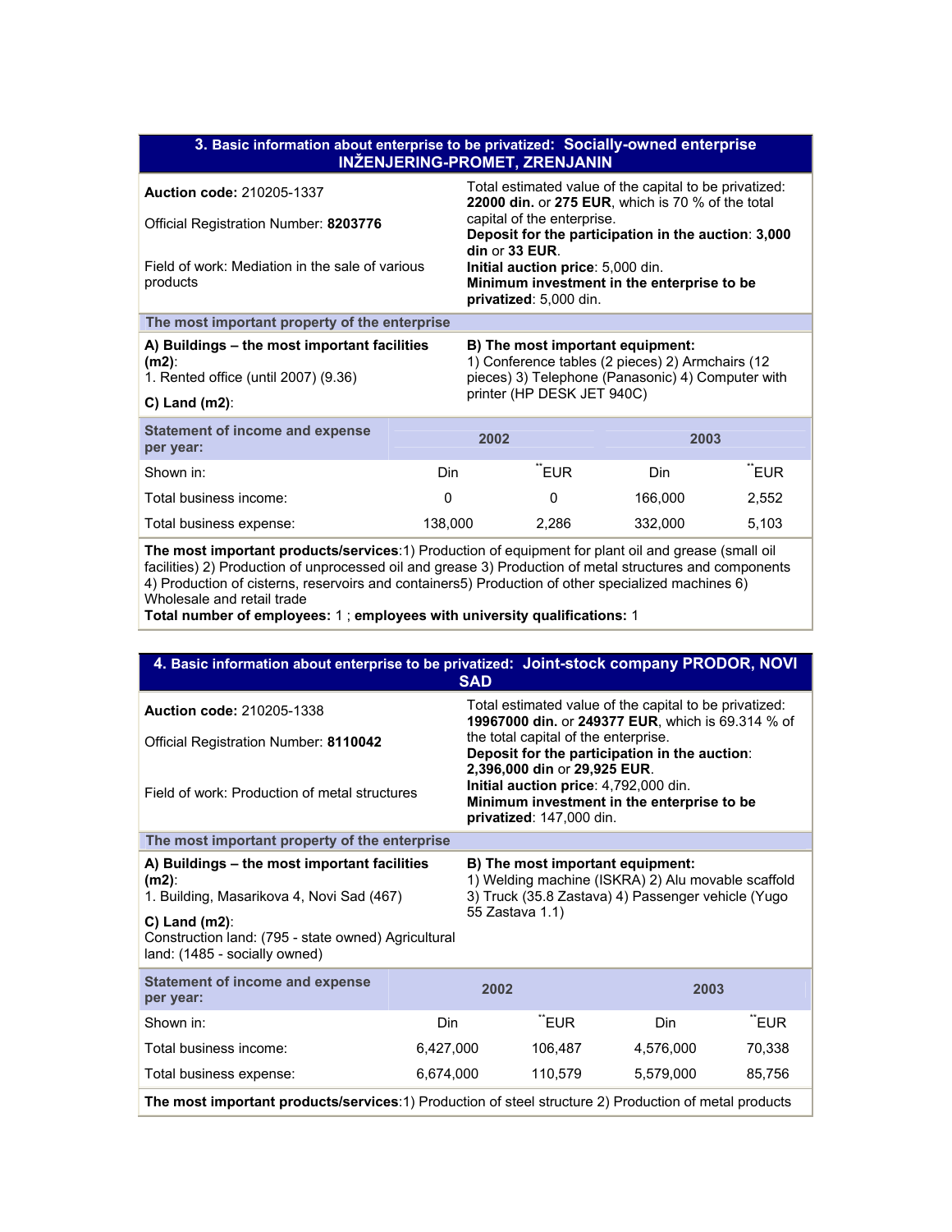## 3. Basic information about enterprise to be privatized: Socially-owned enterprise INŽENJERING-PROMET, ZRENJANIN

**Auction code:** 210205-1337

Official Registration Number: **8203776**

Field of work: Mediation in the sale of various products

Total estimated value of the capital to be privatized: **22000 din.** or **275 EUR**, which is 70 % of the total capital of the enterprise.
**Deposit for the participation in the auction**: **3,000 din** or **33 EUR**.
**Initial auction price**: 5,000 din.
**Minimum investment in the enterprise to be privatized**: 5,000 din.

### The most important property of the enterprise

**A) Buildings – the most important facilities (m2)**:
1. Rented office (until 2007) (9.36)

**C) Land (m2)**:

**B) The most important equipment:**
1) Conference tables (2 pieces) 2) Armchairs (12 pieces) 3) Telephone (Panasonic) 4) Computer with printer (HP DESK JET 940C)

| Statement of income and expense per year: | 2002 | | 2003 | |
|---|---|---|---|---|
| Shown in: | Din | **EUR | Din | **EUR |
| Total business income: | 0 | 0 | 166,000 | 2,552 |
| Total business expense: | 138,000 | 2,286 | 332,000 | 5,103 |

**The most important products/services**:1) Production of equipment for plant oil and grease (small oil facilities) 2) Production of unprocessed oil and grease 3) Production of metal structures and components 4) Production of cisterns, reservoirs and containers5) Production of other specialized machines 6) Wholesale and retail trade
**Total number of employees:** 1 ; **employees with university qualifications:** 1

## 4. Basic information about enterprise to be privatized: Joint-stock company PRODOR, NOVI SAD

**Auction code:** 210205-1338

Official Registration Number: **8110042**

Field of work: Production of metal structures

Total estimated value of the capital to be privatized: **19967000 din.** or **249377 EUR**, which is 69.314 % of the total capital of the enterprise.
**Deposit for the participation in the auction**: **2,396,000 din** or **29,925 EUR**.
**Initial auction price**: 4,792,000 din.
**Minimum investment in the enterprise to be privatized**: 147,000 din.

### The most important property of the enterprise

**A) Buildings – the most important facilities (m2)**:
1. Building, Masarikova 4, Novi Sad (467)

**C) Land (m2)**:
Construction land: (795 - state owned) Agricultural land: (1485 - socially owned)

**B) The most important equipment:**
1) Welding machine (ISKRA) 2) Alu movable scaffold 3) Truck (35.8 Zastava) 4) Passenger vehicle (Yugo 55 Zastava 1.1)

| Statement of income and expense per year: | 2002 | | 2003 | |
|---|---|---|---|---|
| Shown in: | Din | **EUR | Din | **EUR |
| Total business income: | 6,427,000 | 106,487 | 4,576,000 | 70,338 |
| Total business expense: | 6,674,000 | 110,579 | 5,579,000 | 85,756 |

**The most important products/services**:1) Production of steel structure 2) Production of metal products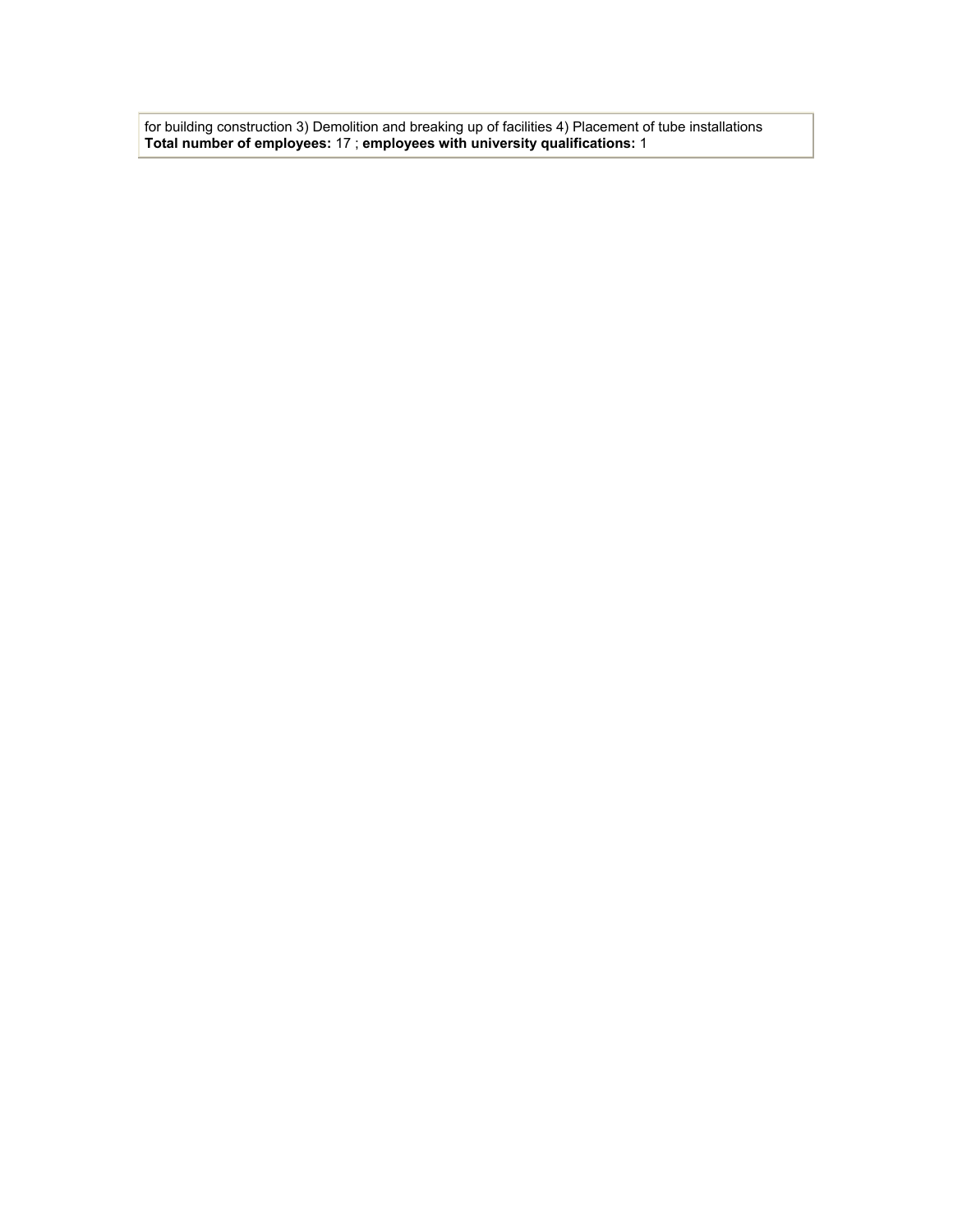for building construction 3) Demolition and breaking up of facilities 4) Placement of tube installations
**Total number of employees:** 17 ; **employees with university qualifications:** 1